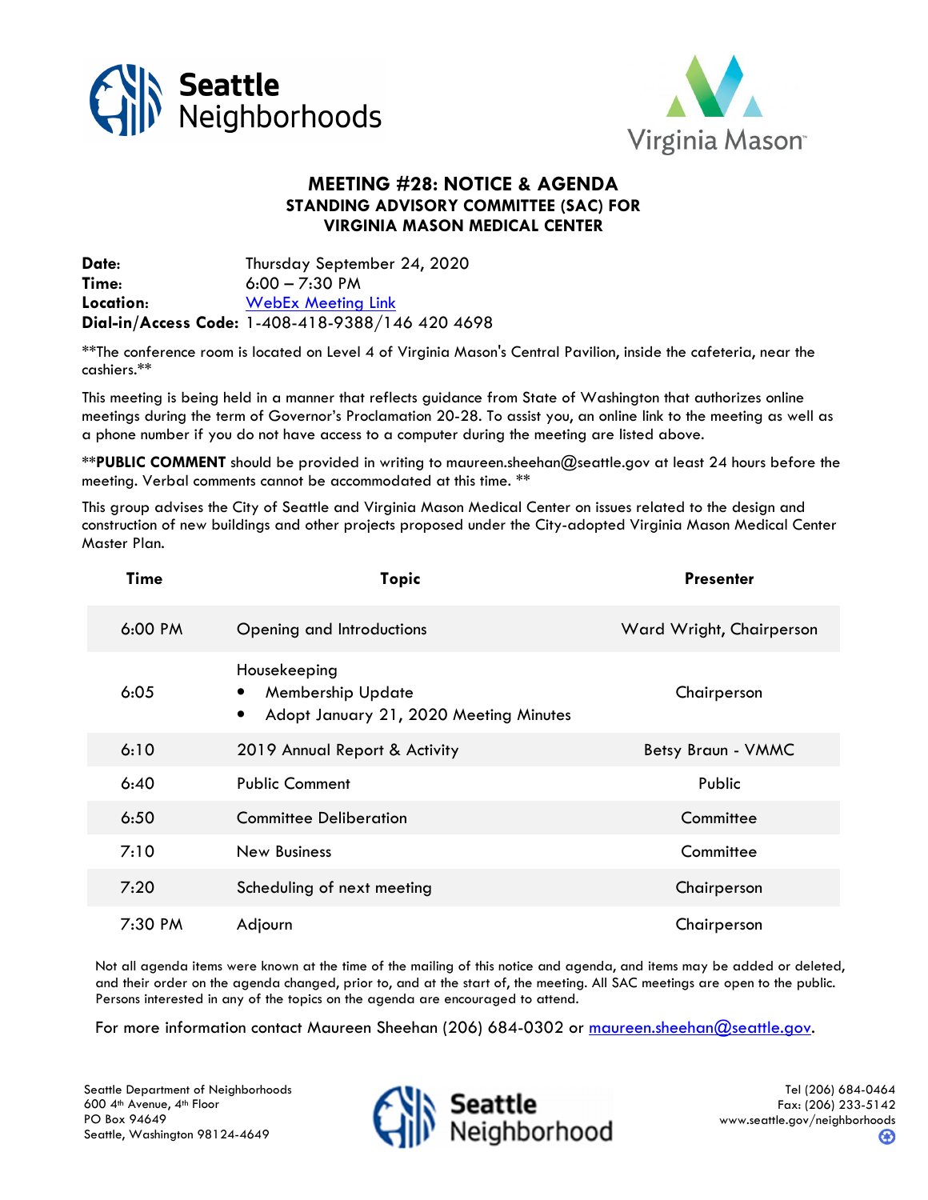# MEETING #28: NOTICE & AGENDA

## STANDING ADVISORY COMMITTEE (SAC) FOR VIRGINIA MASON MEDICAL CENTER

**Date:** Thursday September 24, 2020
**Time:** 6:00 – 7:30 PM
**Location:** WebEx Meeting Link
**Dial-in/Access Code:** 1-408-418-9388/146 420 4698

**The conference room is located on Level 4 of Virginia Mason's Central Pavilion, inside the cafeteria, near the cashiers.**

This meeting is being held in a manner that reflects guidance from State of Washington that authorizes online meetings during the term of Governor's Proclamation 20-28. To assist you, an online link to the meeting as well as a phone number if you do not have access to a computer during the meeting are listed above.

****PUBLIC COMMENT** should be provided in writing to maureen.sheehan@seattle.gov at least 24 hours before the meeting. Verbal comments cannot be accommodated at this time. **

This group advises the City of Seattle and Virginia Mason Medical Center on issues related to the design and construction of new buildings and other projects proposed under the City-adopted Virginia Mason Medical Center Master Plan.

| Time | Topic | Presenter |
|---|---|---|
| 6:00 PM | Opening and Introductions | Ward Wright, Chairperson |
| 6:05 | Housekeeping<br>• Membership Update<br>• Adopt January 21, 2020 Meeting Minutes | Chairperson |
| 6:10 | 2019 Annual Report & Activity | Betsy Braun - VMMC |
| 6:40 | Public Comment | Public |
| 6:50 | Committee Deliberation | Committee |
| 7:10 | New Business | Committee |
| 7:20 | Scheduling of next meeting | Chairperson |
| 7:30 PM | Adjourn | Chairperson |

Not all agenda items were known at the time of the mailing of this notice and agenda, and items may be added or deleted, and their order on the agenda changed, prior to, and at the start of, the meeting. All SAC meetings are open to the public. Persons interested in any of the topics on the agenda are encouraged to attend.

For more information contact Maureen Sheehan (206) 684-0302 or maureen.sheehan@seattle.gov.

Seattle Department of Neighborhoods
600 4th Avenue, 4th Floor
PO Box 94649
Seattle, Washington 98124-4649

Tel (206) 684-0464
Fax: (206) 233-5142
www.seattle.gov/neighborhoods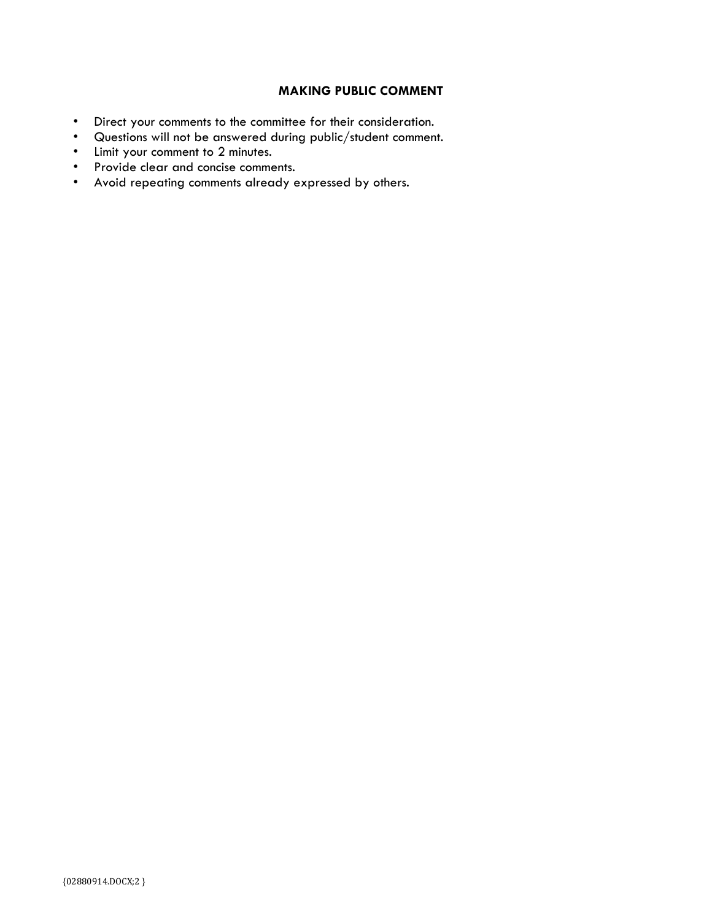## MAKING PUBLIC COMMENT

- Direct your comments to the committee for their consideration.
- Questions will not be answered during public/student comment.
- Limit your comment to 2 minutes.
- Provide clear and concise comments.
- Avoid repeating comments already expressed by others.

{02880914.DOCX;2 }